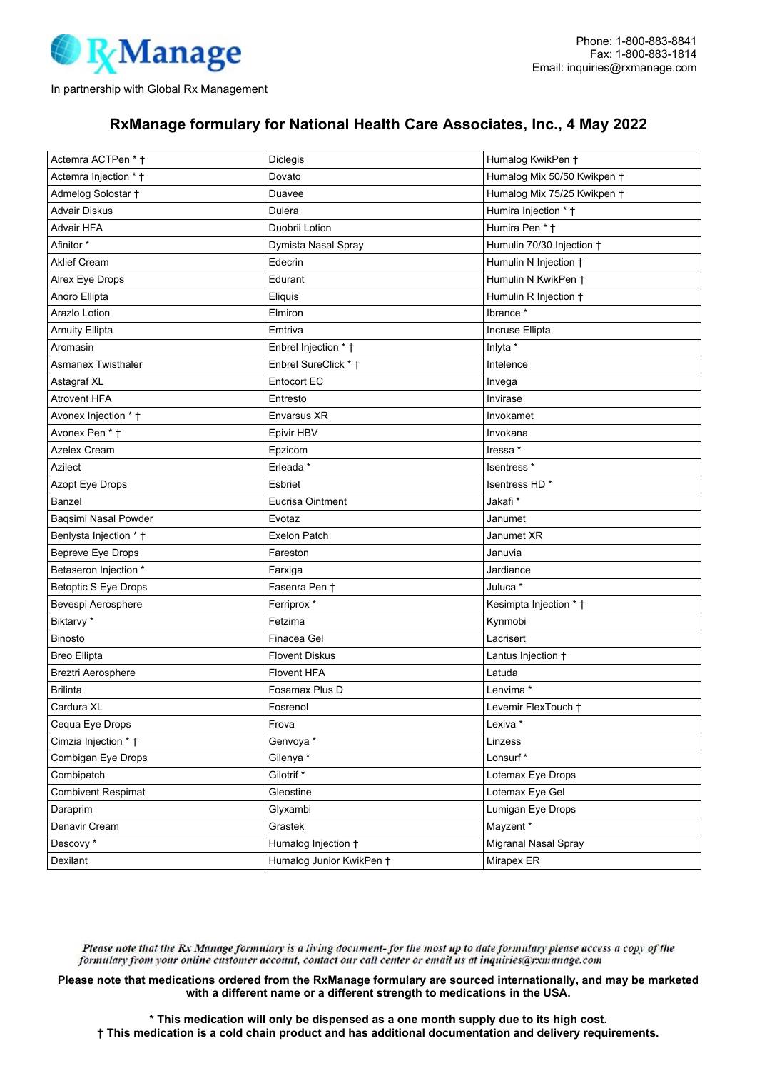RxManage

In partnership with Global Rx Management

Phone: 1-800-883-8841
Fax: 1-800-883-1814
Email: inquiries@rxmanage.com

# RxManage formulary for National Health Care Associates, Inc., 4 May 2022

| | | |
|---|---|---|
| Actemra ACTPen * † | Diclegis | Humalog KwikPen † |
| Actemra Injection * † | Dovato | Humalog Mix 50/50 Kwikpen † |
| Admelog Solostar † | Duavee | Humalog Mix 75/25 Kwikpen † |
| Advair Diskus | Dulera | Humira Injection * † |
| Advair HFA | Duobrii Lotion | Humira Pen * † |
| Afinitor * | Dymista Nasal Spray | Humulin 70/30 Injection † |
| Aklief Cream | Edecrin | Humulin N Injection † |
| Alrex Eye Drops | Edurant | Humulin N KwikPen † |
| Anoro Ellipta | Eliquis | Humulin R Injection † |
| Arazlo Lotion | Elmiron | Ibrance * |
| Arnuity Ellipta | Emtriva | Incruse Ellipta |
| Aromasin | Enbrel Injection * † | Inlyta * |
| Asmanex Twisthaler | Enbrel SureClick * † | Intelence |
| Astagraf XL | Entocort EC | Invega |
| Atrovent HFA | Entresto | Invirase |
| Avonex Injection * † | Envarsus XR | Invokamet |
| Avonex Pen * † | Epivir HBV | Invokana |
| Azelex Cream | Epzicom | Iressa * |
| Azilect | Erleada * | Isentress * |
| Azopt Eye Drops | Esbriet | Isentress HD * |
| Banzel | Eucrisa Ointment | Jakafi * |
| Baqsimi Nasal Powder | Evotaz | Janumet |
| Benlysta Injection * † | Exelon Patch | Janumet XR |
| Bepreve Eye Drops | Fareston | Januvia |
| Betaseron Injection * | Farxiga | Jardiance |
| Betoptic S Eye Drops | Fasenra Pen † | Juluca * |
| Bevespi Aerosphere | Ferriprox * | Kesimpta Injection * † |
| Biktarvy * | Fetzima | Kynmobi |
| Binosto | Finacea Gel | Lacrisert |
| Breo Ellipta | Flovent Diskus | Lantus Injection † |
| Breztri Aerosphere | Flovent HFA | Latuda |
| Brilinta | Fosamax Plus D | Lenvima * |
| Cardura XL | Fosrenol | Levemir FlexTouch † |
| Cequa Eye Drops | Frova | Lexiva * |
| Cimzia Injection * † | Genvoya * | Linzess |
| Combigan Eye Drops | Gilenya * | Lonsurf * |
| Combipatch | Gilotrif * | Lotemax Eye Drops |
| Combivent Respimat | Gleostine | Lotemax Eye Gel |
| Daraprim | Glyxambi | Lumigan Eye Drops |
| Denavir Cream | Grastek | Mayzent * |
| Descovy * | Humalog Injection † | Migranal Nasal Spray |
| Dexilant | Humalog Junior KwikPen † | Mirapex ER |

*Please note that the Rx Manage formulary is a living document- for the most up to date formulary please access a copy of the formulary from your online customer account, contact our call center or email us at inquiries@rxmanage.com*

**Please note that medications ordered from the RxManage formulary are sourced internationally, and may be marketed with a different name or a different strength to medications in the USA.**

**\* This medication will only be dispensed as a one month supply due to its high cost.**
**† This medication is a cold chain product and has additional documentation and delivery requirements.**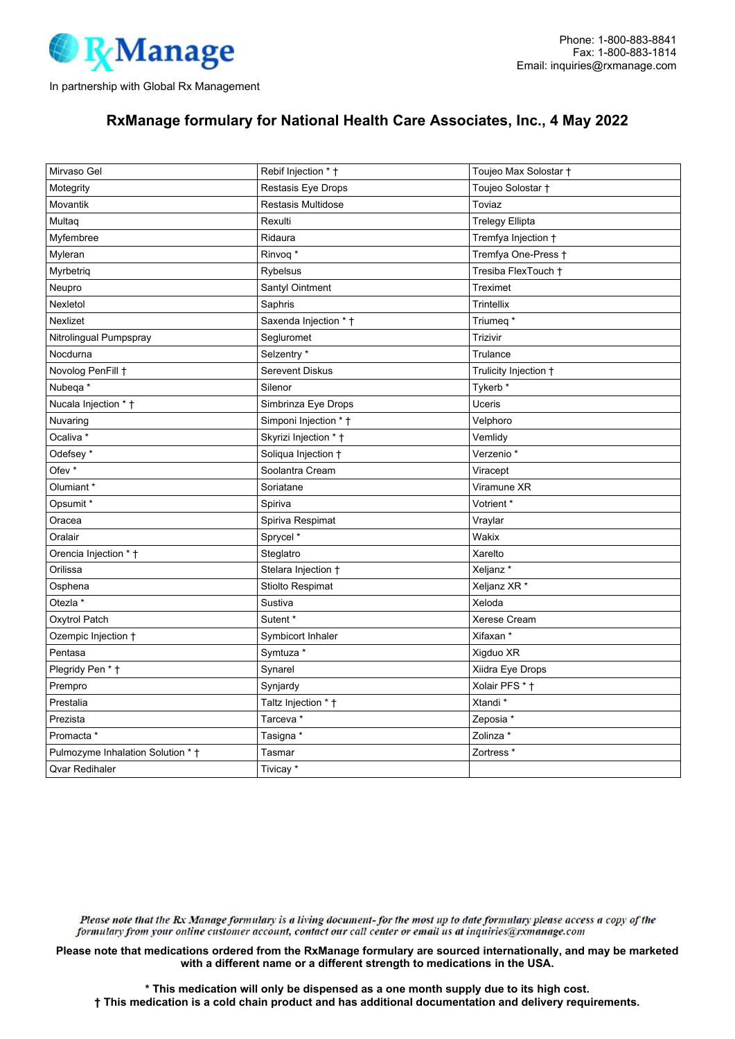RxManage

In partnership with Global Rx Management

Phone: 1-800-883-8841
Fax: 1-800-883-1814
Email: inquiries@rxmanage.com

## RxManage formulary for National Health Care Associates, Inc., 4 May 2022

| | | |
|---|---|---|
| Mirvaso Gel | Rebif Injection * † | Toujeo Max Solostar † |
| Motegrity | Restasis Eye Drops | Toujeo Solostar † |
| Movantik | Restasis Multidose | Toviaz |
| Multaq | Rexulti | Trelegy Ellipta |
| Myfembree | Ridaura | Tremfya Injection † |
| Myleran | Rinvoq * | Tremfya One-Press † |
| Myrbetriq | Rybelsus | Tresiba FlexTouch † |
| Neupro | Santyl Ointment | Treximet |
| Nexletol | Saphris | Trintellix |
| Nexlizet | Saxenda Injection * † | Triumeq * |
| Nitrolingual Pumpspray | Segluromet | Trizivir |
| Nocdurna | Selzentry * | Trulance |
| Novolog PenFill † | Serevent Diskus | Trulicity Injection † |
| Nubeqa * | Silenor | Tykerb * |
| Nucala Injection * † | Simbrinza Eye Drops | Uceris |
| Nuvaring | Simponi Injection * † | Velphoro |
| Ocaliva * | Skyrizi Injection * † | Vemlidy |
| Odefsey * | Soliqua Injection † | Verzenio * |
| Ofev * | Soolantra Cream | Viracept |
| Olumiant * | Soriatane | Viramune XR |
| Opsumit * | Spiriva | Votrient * |
| Oracea | Spiriva Respimat | Vraylar |
| Oralair | Sprycel * | Wakix |
| Orencia Injection * † | Steglatro | Xarelto |
| Orilissa | Stelara Injection † | Xeljanz * |
| Osphena | Stiolto Respimat | Xeljanz XR * |
| Otezla * | Sustiva | Xeloda |
| Oxytrol Patch | Sutent * | Xerese Cream |
| Ozempic Injection † | Symbicort Inhaler | Xifaxan * |
| Pentasa | Symtuza * | Xigduo XR |
| Plegridy Pen * † | Synarel | Xiidra Eye Drops |
| Prempro | Synjardy | Xolair PFS * † |
| Prestalia | Taltz Injection * † | Xtandi * |
| Prezista | Tarceva * | Zeposia * |
| Promacta * | Tasigna * | Zolinza * |
| Pulmozyme Inhalation Solution * † | Tasmar | Zortress * |
| Qvar Redihaler | Tivicay * | |

*Please note that the Rx Manage formulary is a living document- for the most up to date formulary please access a copy of the formulary from your online customer account, contact our call center or email us at inquiries@rxmanage.com*

**Please note that medications ordered from the RxManage formulary are sourced internationally, and may be marketed with a different name or a different strength to medications in the USA.**

**\* This medication will only be dispensed as a one month supply due to its high cost.**
**† This medication is a cold chain product and has additional documentation and delivery requirements.**